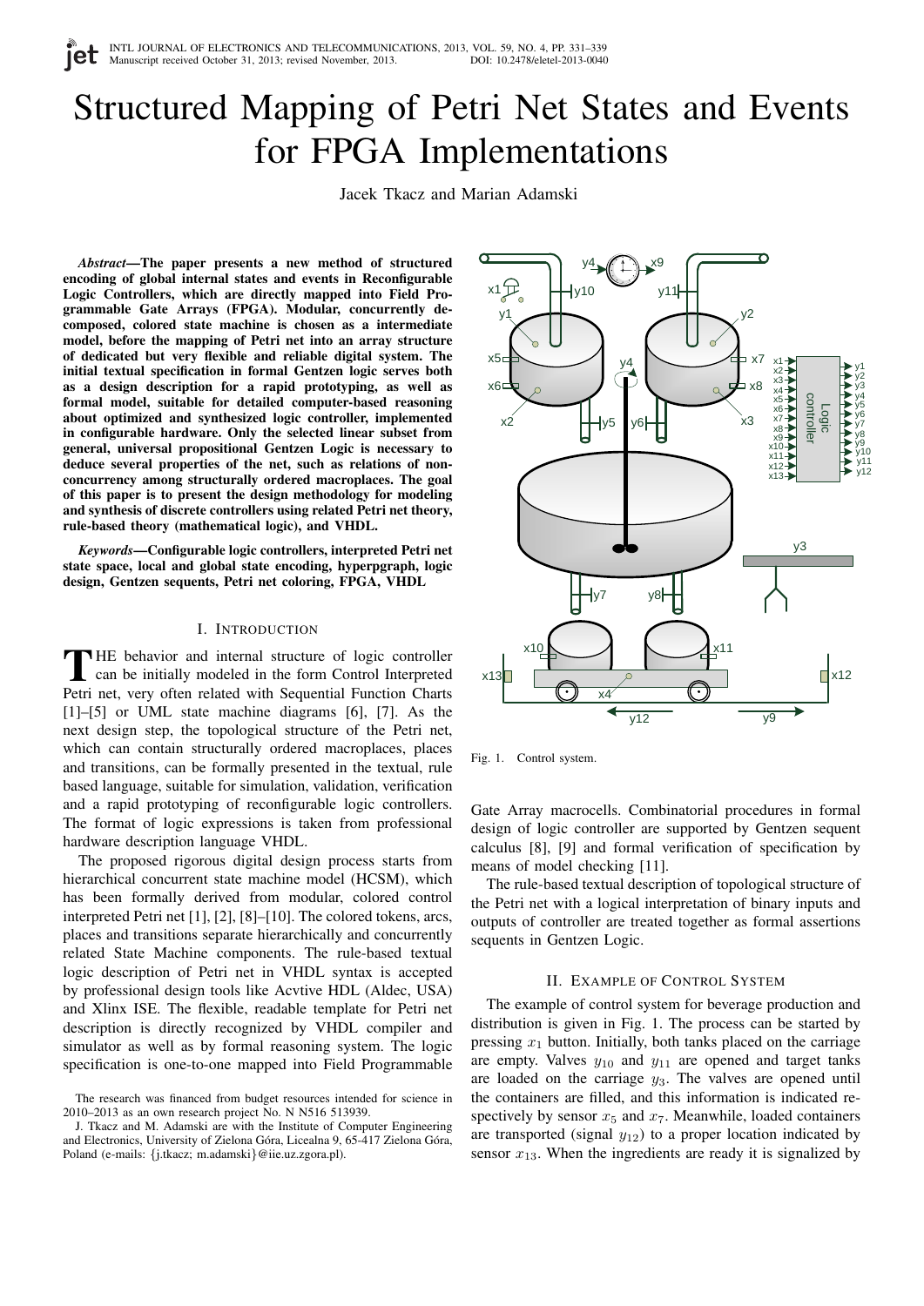# Structured Mapping of Petri Net States and Events for FPGA Implementations

Jacek Tkacz and Marian Adamski

***Abstract*—The paper presents a new method of structured encoding of global internal states and events in Reconfigurable Logic Controllers, which are directly mapped into Field Programmable Gate Arrays (FPGA). Modular, concurrently decomposed, colored state machine is chosen as a intermediate model, before the mapping of Petri net into an array structure of dedicated but very flexible and reliable digital system. The initial textual specification in formal Gentzen logic serves both as a design description for a rapid prototyping, as well as formal model, suitable for detailed computer-based reasoning about optimized and synthesized logic controller, implemented in configurable hardware. Only the selected linear subset from general, universal propositional Gentzen Logic is necessary to deduce several properties of the net, such as relations of non-concurrency among structurally ordered macroplaces. The goal of this paper is to present the design methodology for modeling and synthesis of discrete controllers using related Petri net theory, rule-based theory (mathematical logic), and VHDL.**

***Keywords*—Configurable logic controllers, interpreted Petri net state space, local and global state encoding, hyperpgraph, logic design, Gentzen sequents, Petri net coloring, FPGA, VHDL**

## I. Introduction

The behavior and internal structure of logic controller can be initially modeled in the form Control Interpreted Petri net, very often related with Sequential Function Charts [1]–[5] or UML state machine diagrams [6], [7]. As the next design step, the topological structure of the Petri net, which can contain structurally ordered macroplaces, places and transitions, can be formally presented in the textual, rule based language, suitable for simulation, validation, verification and a rapid prototyping of reconfigurable logic controllers. The format of logic expressions is taken from professional hardware description language VHDL.

The proposed rigorous digital design process starts from hierarchical concurrent state machine model (HCSM), which has been formally derived from modular, colored control interpreted Petri net [1], [2], [8]–[10]. The colored tokens, arcs, places and transitions separate hierarchically and concurrently related State Machine components. The rule-based textual logic description of Petri net in VHDL syntax is accepted by professional design tools like Acvtive HDL (Aldec, USA) and Xlinx ISE. The flexible, readable template for Petri net description is directly recognized by VHDL compiler and simulator as well as by formal reasoning system. The logic specification is one-to-one mapped into Field Programmable Gate Array macrocells. Combinatorial procedures in formal design of logic controller are supported by Gentzen sequent calculus [8], [9] and formal verification of specification by means of model checking [11].

The rule-based textual description of topological structure of the Petri net with a logical interpretation of binary inputs and outputs of controller are treated together as formal assertions sequents in Gentzen Logic.

Fig. 1. Control system.

## II. Example of Control System

The example of control system for beverage production and distribution is given in Fig. 1. The process can be started by pressing $x_1$ button. Initially, both tanks placed on the carriage are empty. Valves $y_{10}$ and $y_{11}$ are opened and target tanks are loaded on the carriage $y_3$. The valves are opened until the containers are filled, and this information is indicated respectively by sensor $x_5$ and $x_7$. Meanwhile, loaded containers are transported (signal $y_{12}$) to a proper location indicated by sensor $x_{13}$. When the ingredients are ready it is signalized by

The research was financed from budget resources intended for science in 2010–2013 as an own research project No. N N516 513939.

J. Tkacz and M. Adamski are with the Institute of Computer Engineering and Electronics, University of Zielona Góra, Licealna 9, 65-417 Zielona Góra, Poland (e-mails: {j.tkacz; m.adamski}@iie.uz.zgora.pl).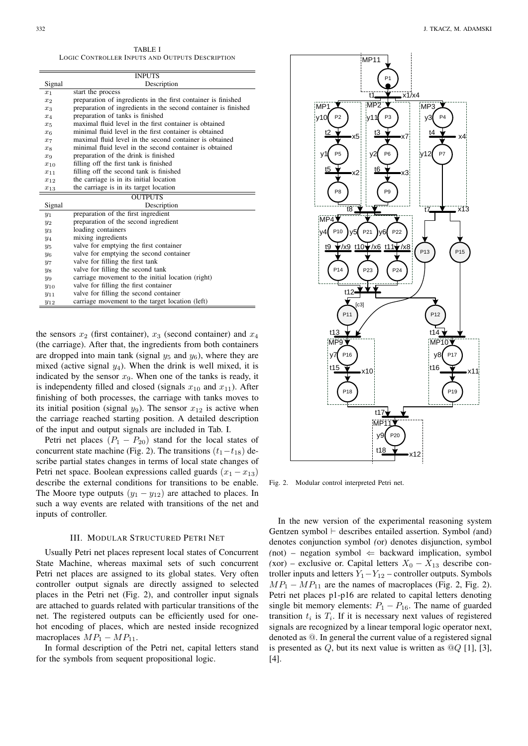TABLE I
Logic Controller Inputs and Outputs Description

| Signal | Description |
|---|---|
| **INPUTS** | |
| $x_1$ | start the process |
| $x_2$ | preparation of ingredients in the first container is finished |
| $x_3$ | preparation of ingredients in the second container is finished |
| $x_4$ | preparation of tanks is finished |
| $x_5$ | maximal fluid level in the first container is obtained |
| $x_6$ | minimal fluid level in the first container is obtained |
| $x_7$ | maximal fluid level in the second container is obtained |
| $x_8$ | minimal fluid level in the second container is obtained |
| $x_9$ | preparation of the drink is finished |
| $x_{10}$ | filling off the first tank is finished |
| $x_{11}$ | filling off the second tank is finished |
| $x_{12}$ | the carriage is in its initial location |
| $x_{13}$ | the carriage is in its target location |
| **OUTPUTS** | |
| $y_1$ | preparation of the first ingredient |
| $y_2$ | preparation of the second ingredient |
| $y_3$ | loading containers |
| $y_4$ | mixing ingredients |
| $y_5$ | valve for emptying the first container |
| $y_6$ | valve for emptying the second container |
| $y_7$ | valve for filling the first tank |
| $y_8$ | valve for filling the second tank |
| $y_9$ | carriage movement to the initial location (right) |
| $y_{10}$ | valve for filling the first container |
| $y_{11}$ | valve for filling the second container |
| $y_{12}$ | carriage movement to the target location (left) |

the sensors $x_2$ (first container), $x_3$ (second container) and $x_4$ (the carriage). After that, the ingredients from both containers are dropped into main tank (signal $y_5$ and $y_6$), where they are mixed (active signal $y_4$). When the drink is well mixed, it is indicated by the sensor $x_9$. When one of the tanks is ready, it is independenty filled and closed (signals $x_{10}$ and $x_{11}$). After finishing of both processes, the carriage with tanks moves to its initial position (signal $y_9$). The sensor $x_{12}$ is active when the carriage reached starting position. A detailed description of the input and output signals are included in Tab. I.

Petri net places ($P_1 - P_{20}$) stand for the local states of concurrent state machine (Fig. 2). The transitions ($t_1 - t_{18}$) describe partial states changes in terms of local state changes of Petri net space. Boolean expressions called guards ($x_1 - x_{13}$) describe the external conditions for transitions to be enable. The Moore type outputs ($y_1 - y_{12}$) are attached to places. In such a way events are related with transitions of the net and inputs of controller.

## III. Modular Structured Petri Net

Usually Petri net places represent local states of Concurrent State Machine, whereas maximal sets of such concurrent Petri net places are assigned to its global states. Very often controller output signals are directly assigned to selected places in the Petri net (Fig. 2), and controller input signals are attached to guards related with particular transitions of the net. The registered outputs can be efficiently used for one-hot encoding of places, which are nested inside recognized macroplaces $MP_1 - MP_{11}$.

In formal description of the Petri net, capital letters stand for the symbols from sequent propositional logic.

Fig. 2. Modular control interpreted Petri net.

In the new version of the experimental reasoning system Gentzen symbol $\vdash$ describes entailed assertion. Symbol *(*and) denotes conjunction symbol *(*or) denotes disjunction, symbol *(*not) – negation symbol $\Leftarrow$ backward implication, symbol *(*xor) – exclusive or. Capital letters $X_0 - X_{13}$ describe controller inputs and letters $Y_1 - Y_{12}$ – controller outputs. Symbols $MP_1 - MP_{11}$ are the names of macroplaces (Fig. 2, Fig. 2). Petri net places p1-p16 are related to capital letters denoting single bit memory elements: $P_1 - P_{16}$. The name of guarded transition $t_i$ is $T_i$. If it is necessary next values of registered signals are recognized by a linear temporal logic operator next, denoted as @. In general the current value of a registered signal is presented as $Q$, but its next value is written as $@Q$ [1], [3], [4].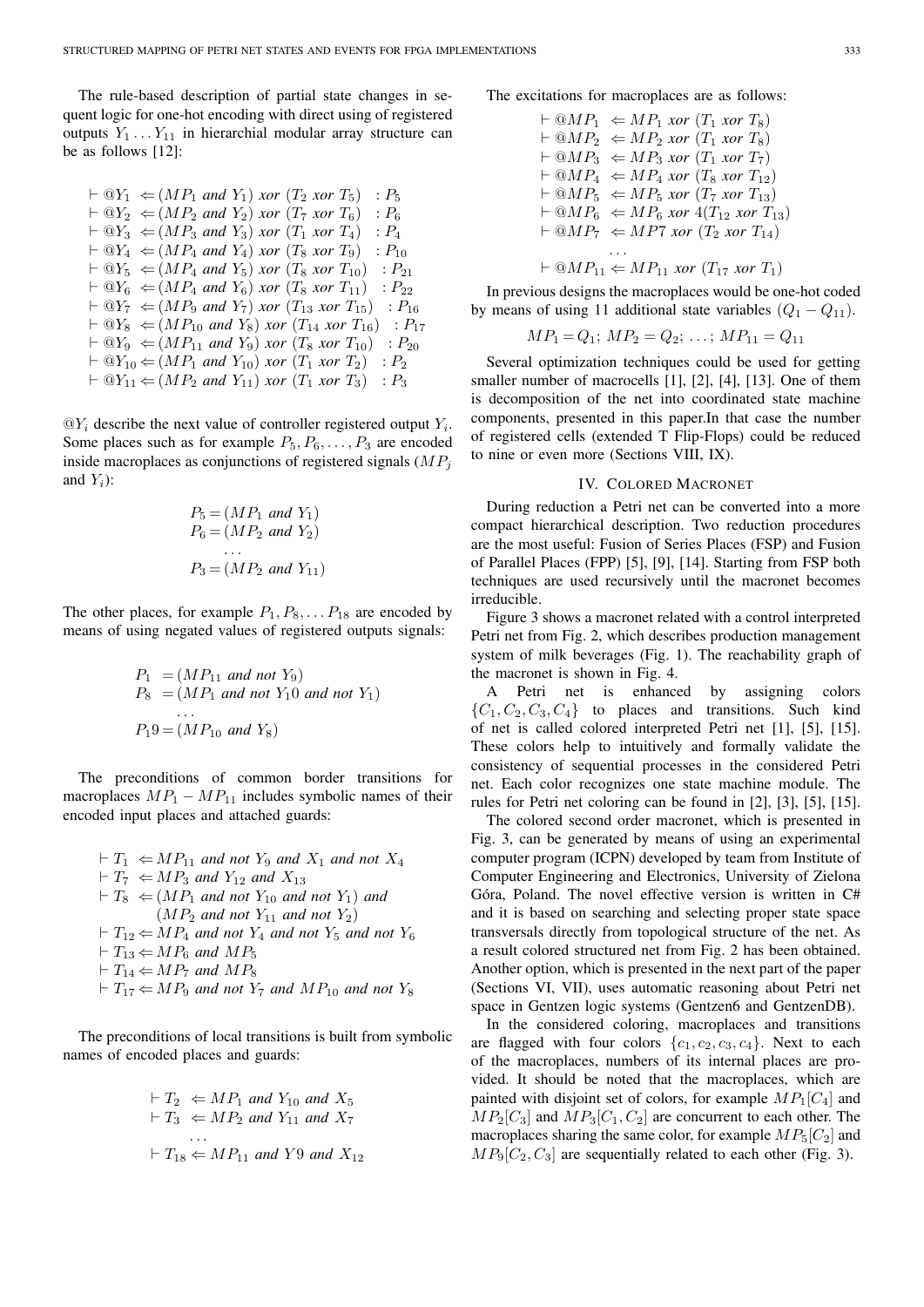The rule-based description of partial state changes in sequent logic for one-hot encoding with direct using of registered outputs $Y_1 \ldots Y_{11}$ in hierarchial modular array structure can be as follows [12]:

$$
\begin{aligned}
&\vdash @Y_1 \Leftarrow (MP_1 \textit{ and } Y_1) \textit{ xor } (T_2 \textit{ xor } T_5) \quad : P_5 \\
&\vdash @Y_2 \Leftarrow (MP_2 \textit{ and } Y_2) \textit{ xor } (T_7 \textit{ xor } T_6) \quad : P_6 \\
&\vdash @Y_3 \Leftarrow (MP_3 \textit{ and } Y_3) \textit{ xor } (T_1 \textit{ xor } T_4) \quad : P_4 \\
&\vdash @Y_4 \Leftarrow (MP_4 \textit{ and } Y_4) \textit{ xor } (T_8 \textit{ xor } T_9) \quad : P_{10} \\
&\vdash @Y_5 \Leftarrow (MP_4 \textit{ and } Y_5) \textit{ xor } (T_8 \textit{ xor } T_{10}) \quad : P_{21} \\
&\vdash @Y_6 \Leftarrow (MP_4 \textit{ and } Y_6) \textit{ xor } (T_8 \textit{ xor } T_{11}) \quad : P_{22} \\
&\vdash @Y_7 \Leftarrow (MP_9 \textit{ and } Y_7) \textit{ xor } (T_{13} \textit{ xor } T_{15}) \quad : P_{16} \\
&\vdash @Y_8 \Leftarrow (MP_{10} \textit{ and } Y_8) \textit{ xor } (T_{14} \textit{ xor } T_{16}) \quad : P_{17} \\
&\vdash @Y_9 \Leftarrow (MP_{11} \textit{ and } Y_9) \textit{ xor } (T_8 \textit{ xor } T_{10}) \quad : P_{20} \\
&\vdash @Y_{10} \Leftarrow (MP_1 \textit{ and } Y_{10}) \textit{ xor } (T_1 \textit{ xor } T_2) \quad : P_2 \\
&\vdash @Y_{11} \Leftarrow (MP_2 \textit{ and } Y_{11}) \textit{ xor } (T_1 \textit{ xor } T_3) \quad : P_3
\end{aligned}
$$

$@Y_i$ describe the next value of controller registered output $Y_i$. Some places such as for example $P_5, P_6, \ldots, P_3$ are encoded inside macroplaces as conjunctions of registered signals ($MP_j$ and $Y_i$):

$$
\begin{aligned}
P_5 &= (MP_1 \textit{ and } Y_1) \\
P_6 &= (MP_2 \textit{ and } Y_2) \\
&\ldots \\
P_3 &= (MP_2 \textit{ and } Y_{11})
\end{aligned}
$$

The other places, for example $P_1, P_8, \ldots P_{18}$ are encoded by means of using negated values of registered outputs signals:

$$
\begin{aligned}
P_1 &= (MP_{11} \textit{ and not } Y_9) \\
P_8 &= (MP_1 \textit{ and not } Y_10 \textit{ and not } Y_1) \\
&\ldots \\
P_19 &= (MP_{10} \textit{ and } Y_8)
\end{aligned}
$$

The preconditions of common border transitions for macroplaces $MP_1 - MP_{11}$ includes symbolic names of their encoded input places and attached guards:

$$
\begin{aligned}
&\vdash T_1 \Leftarrow MP_{11} \textit{ and not } Y_9 \textit{ and } X_1 \textit{ and not } X_4 \\
&\vdash T_7 \Leftarrow MP_3 \textit{ and } Y_{12} \textit{ and } X_{13} \\
&\vdash T_8 \Leftarrow (MP_1 \textit{ and not } Y_{10} \textit{ and not } Y_1) \textit{ and} \\
&\qquad (MP_2 \textit{ and not } Y_{11} \textit{ and not } Y_2) \\
&\vdash T_{12} \Leftarrow MP_4 \textit{ and not } Y_4 \textit{ and not } Y_5 \textit{ and not } Y_6 \\
&\vdash T_{13} \Leftarrow MP_6 \textit{ and } MP_5 \\
&\vdash T_{14} \Leftarrow MP_7 \textit{ and } MP_8 \\
&\vdash T_{17} \Leftarrow MP_9 \textit{ and not } Y_7 \textit{ and } MP_{10} \textit{ and not } Y_8
\end{aligned}
$$

The preconditions of local transitions is built from symbolic names of encoded places and guards:

$$
\begin{aligned}
&\vdash T_2 \Leftarrow MP_1 \textit{ and } Y_{10} \textit{ and } X_5 \\
&\vdash T_3 \Leftarrow MP_2 \textit{ and } Y_{11} \textit{ and } X_7 \\
&\ldots \\
&\vdash T_{18} \Leftarrow MP_{11} \textit{ and } Y9 \textit{ and } X_{12}
\end{aligned}
$$

The excitations for macroplaces are as follows:

$$
\begin{aligned}
&\vdash @MP_1 \Leftarrow MP_1 \textit{ xor } (T_1 \textit{ xor } T_8) \\
&\vdash @MP_2 \Leftarrow MP_2 \textit{ xor } (T_1 \textit{ xor } T_8) \\
&\vdash @MP_3 \Leftarrow MP_3 \textit{ xor } (T_1 \textit{ xor } T_7) \\
&\vdash @MP_4 \Leftarrow MP_4 \textit{ xor } (T_8 \textit{ xor } T_{12}) \\
&\vdash @MP_5 \Leftarrow MP_5 \textit{ xor } (T_7 \textit{ xor } T_{13}) \\
&\vdash @MP_6 \Leftarrow MP_6 \textit{ xor } 4(T_{12} \textit{ xor } T_{13}) \\
&\vdash @MP_7 \Leftarrow MP7 \textit{ xor } (T_2 \textit{ xor } T_{14}) \\
&\ldots \\
&\vdash @MP_{11} \Leftarrow MP_{11} \textit{ xor } (T_{17} \textit{ xor } T_1)
\end{aligned}
$$

In previous designs the macroplaces would be one-hot coded by means of using 11 additional state variables ($Q_1 - Q_{11}$).

$$MP_1 = Q_1;\ MP_2 = Q_2;\ \ldots;\ MP_{11} = Q_{11}$$

Several optimization techniques could be used for getting smaller number of macrocells [1], [2], [4], [13]. One of them is decomposition of the net into coordinated state machine components, presented in this paper.In that case the number of registered cells (extended T Flip-Flops) could be reduced to nine or even more (Sections VIII, IX).

## IV. Colored Macronet

During reduction a Petri net can be converted into a more compact hierarchical description. Two reduction procedures are the most useful: Fusion of Series Places (FSP) and Fusion of Parallel Places (FPP) [5], [9], [14]. Starting from FSP both techniques are used recursively until the macronet becomes irreducible.

Figure 3 shows a macronet related with a control interpreted Petri net from Fig. 2, which describes production management system of milk beverages (Fig. 1). The reachability graph of the macronet is shown in Fig. 4.

A Petri net is enhanced by assigning colors $\{C_1, C_2, C_3, C_4\}$ to places and transitions. Such kind of net is called colored interpreted Petri net [1], [5], [15]. These colors help to intuitively and formally validate the consistency of sequential processes in the considered Petri net. Each color recognizes one state machine module. The rules for Petri net coloring can be found in [2], [3], [5], [15].

The colored second order macronet, which is presented in Fig. 3, can be generated by means of using an experimental computer program (ICPN) developed by team from Institute of Computer Engineering and Electronics, University of Zielona Góra, Poland. The novel effective version is written in C# and it is based on searching and selecting proper state space transversals directly from topological structure of the net. As a result colored structured net from Fig. 2 has been obtained. Another option, which is presented in the next part of the paper (Sections VI, VII), uses automatic reasoning about Petri net space in Gentzen logic systems (Gentzen6 and GentzenDB).

In the considered coloring, macroplaces and transitions are flagged with four colors $\{c_1, c_2, c_3, c_4\}$. Next to each of the macroplaces, numbers of its internal places are provided. It should be noted that the macroplaces, which are painted with disjoint set of colors, for example $MP_1[C_4]$ and $MP_2[C_3]$ and $MP_3[C_1, C_2]$ are concurrent to each other. The macroplaces sharing the same color, for example $MP_5[C_2]$ and $MP_9[C_2, C_3]$ are sequentially related to each other (Fig. 3).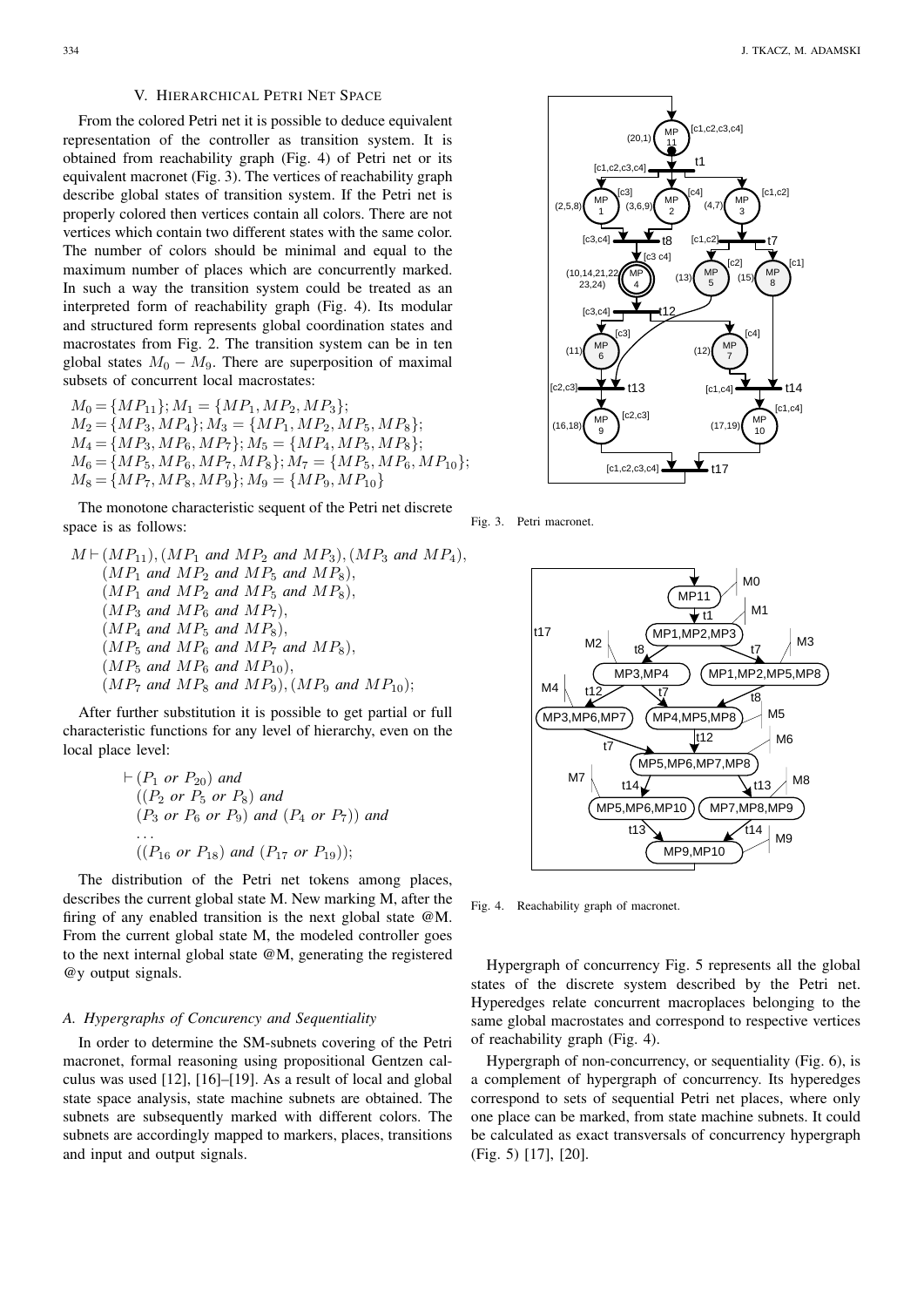## V. Hierarchical Petri Net Space

From the colored Petri net it is possible to deduce equivalent representation of the controller as transition system. It is obtained from reachability graph (Fig. 4) of Petri net or its equivalent macronet (Fig. 3). The vertices of reachability graph describe global states of transition system. If the Petri net is properly colored then vertices contain all colors. There are not vertices which contain two different states with the same color. The number of colors should be minimal and equal to the maximum number of places which are concurrently marked. In such a way the transition system could be treated as an interpreted form of reachability graph (Fig. 4). Its modular and structured form represents global coordination states and macrostates from Fig. 2. The transition system can be in ten global states $M_0 - M_9$. There are superposition of maximal subsets of concurrent local macrostates:

$M_0 = \{MP_{11}\}; M_1 = \{MP_1, MP_2, MP_3\};$
$M_2 = \{MP_3, MP_4\}; M_3 = \{MP_1, MP_2, MP_5, MP_8\};$
$M_4 = \{MP_3, MP_6, MP_7\}; M_5 = \{MP_4, MP_5, MP_8\};$
$M_6 = \{MP_5, MP_6, MP_7, MP_8\}; M_7 = \{MP_5, MP_6, MP_{10}\};$
$M_8 = \{MP_7, MP_8, MP_9\}; M_9 = \{MP_9, MP_{10}\}$

The monotone characteristic sequent of the Petri net discrete space is as follows:

$M \vdash (MP_{11}), (MP_1 \text{ and } MP_2 \text{ and } MP_3), (MP_3 \text{ and } MP_4),$
$(MP_1 \text{ and } MP_2 \text{ and } MP_5 \text{ and } MP_8),$
$(MP_1 \text{ and } MP_2 \text{ and } MP_5 \text{ and } MP_8),$
$(MP_3 \text{ and } MP_6 \text{ and } MP_7),$
$(MP_4 \text{ and } MP_5 \text{ and } MP_8),$
$(MP_5 \text{ and } MP_6 \text{ and } MP_7 \text{ and } MP_8),$
$(MP_5 \text{ and } MP_6 \text{ and } MP_{10}),$
$(MP_7 \text{ and } MP_8 \text{ and } MP_9), (MP_9 \text{ and } MP_{10});$

After further substitution it is possible to get partial or full characteristic functions for any level of hierarchy, even on the local place level:

$$\begin{aligned}
&\vdash (P_1 \text{ or } P_{20}) \text{ and} \\
&((P_2 \text{ or } P_5 \text{ or } P_8) \text{ and} \\
&(P_3 \text{ or } P_6 \text{ or } P_9) \text{ and } (P_4 \text{ or } P_7)) \text{ and} \\
&\dots \\
&((P_{16} \text{ or } P_{18}) \text{ and } (P_{17} \text{ or } P_{19}));
\end{aligned}$$

The distribution of the Petri net tokens among places, describes the current global state M. New marking M, after the firing of any enabled transition is the next global state @M. From the current global state M, the modeled controller goes to the next internal global state @M, generating the registered @y output signals.

### A. Hypergraphs of Concurency and Sequentiality

In order to determine the SM-subnets covering of the Petri macronet, formal reasoning using propositional Gentzen calculus was used [12], [16]–[19]. As a result of local and global state space analysis, state machine subnets are obtained. The subnets are subsequently marked with different colors. The subnets are accordingly mapped to markers, places, transitions and input and output signals.

Fig. 3. Petri macronet.

Fig. 4. Reachability graph of macronet.

Hypergraph of concurrency Fig. 5 represents all the global states of the discrete system described by the Petri net. Hyperedges relate concurrent macroplaces belonging to the same global macrostates and correspond to respective vertices of reachability graph (Fig. 4).

Hypergraph of non-concurrency, or sequentiality (Fig. 6), is a complement of hypergraph of concurrency. Its hyperedges correspond to sets of sequential Petri net places, where only one place can be marked, from state machine subnets. It could be calculated as exact transversals of concurrency hypergraph (Fig. 5) [17], [20].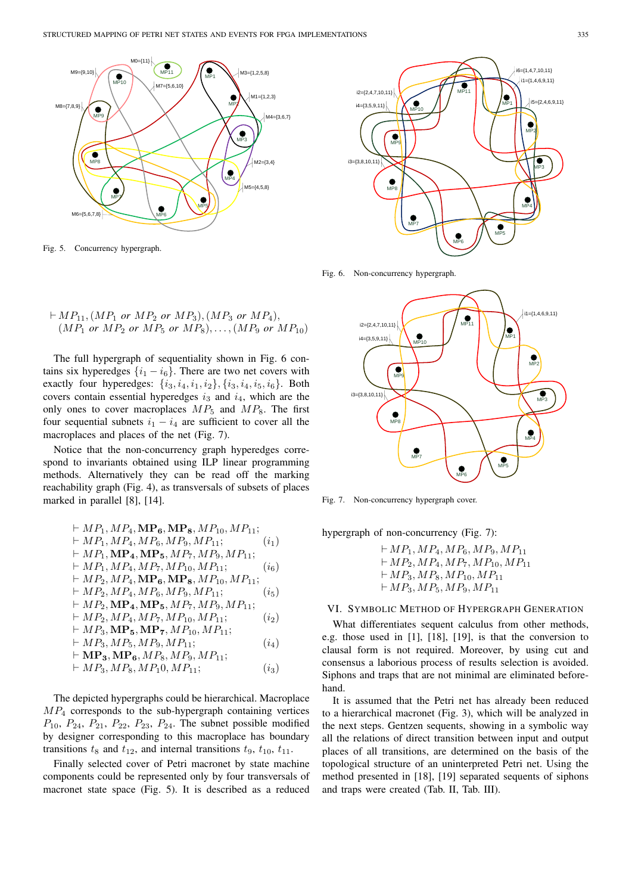Fig. 5. Concurrency hypergraph.

Fig. 6. Non-concurrency hypergraph.

$$\vdash MP_{11}, (MP_1 \text{ or } MP_2 \text{ or } MP_3), (MP_3 \text{ or } MP_4),$$
$$(MP_1 \text{ or } MP_2 \text{ or } MP_5 \text{ or } MP_8), \ldots, (MP_9 \text{ or } MP_{10})$$

The full hypergraph of sequentiality shown in Fig. 6 contains six hyperedges $\{i_1 - i_6\}$. There are two net covers with exactly four hyperedges: $\{i_3, i_4, i_1, i_2\}, \{i_3, i_4, i_5, i_6\}$. Both covers contain essential hyperedges $i_3$ and $i_4$, which are the only ones to cover macroplaces $MP_5$ and $MP_8$. The first four sequential subnets $i_1 - i_4$ are sufficient to cover all the macroplaces and places of the net (Fig. 7).

Notice that the non-concurrency graph hyperedges correspond to invariants obtained using ILP linear programming methods. Alternatively they can be read off the marking reachability graph (Fig. 4), as transversals of subsets of places marked in parallel [8], [14].

$$\vdash MP_1, MP_4, \mathbf{MP_6}, \mathbf{MP_8}, MP_{10}, MP_{11};$$
$$\vdash MP_1, MP_4, MP_6, MP_9, MP_{11}; \qquad (i_1)$$
$$\vdash MP_1, \mathbf{MP_4}, \mathbf{MP_5}, MP_7, MP_9, MP_{11};$$
$$\vdash MP_1, MP_4, MP_7, MP_{10}, MP_{11}; \qquad (i_6)$$
$$\vdash MP_2, MP_4, \mathbf{MP_6}, \mathbf{MP_8}, MP_{10}, MP_{11};$$
$$\vdash MP_2, MP_4, MP_6, MP_9, MP_{11}; \qquad (i_5)$$
$$\vdash MP_2, \mathbf{MP_4}, \mathbf{MP_5}, MP_7, MP_9, MP_{11};$$
$$\vdash MP_2, MP_4, MP_7, MP_{10}, MP_{11}; \qquad (i_2)$$
$$\vdash MP_3, \mathbf{MP_5}, \mathbf{MP_7}, MP_{10}, MP_{11};$$
$$\vdash MP_3, MP_5, MP_9, MP_{11}; \qquad (i_4)$$
$$\vdash \mathbf{MP_3}, \mathbf{MP_6}, MP_8, MP_9, MP_{11};$$
$$\vdash MP_3, MP_8, MP_10, MP_{11}; \qquad (i_3)$$

The depicted hypergraphs could be hierarchical. Macroplace $MP_4$ corresponds to the sub-hypergraph containing vertices $P_{10}$, $P_{24}$, $P_{21}$, $P_{22}$, $P_{23}$, $P_{24}$. The subnet possible modified by designer corresponding to this macroplace has boundary transitions $t_8$ and $t_{12}$, and internal transitions $t_9$, $t_{10}$, $t_{11}$.

Finally selected cover of Petri macronet by state machine components could be represented only by four transversals of macronet state space (Fig. 5). It is described as a reduced hypergraph of non-concurrency (Fig. 7):

Fig. 7. Non-concurrency hypergraph cover.

$$\vdash MP_1, MP_4, MP_6, MP_9, MP_{11}$$
$$\vdash MP_2, MP_4, MP_7, MP_{10}, MP_{11}$$
$$\vdash MP_3, MP_8, MP_{10}, MP_{11}$$
$$\vdash MP_3, MP_5, MP_9, MP_{11}$$

## VI. Symbolic Method of Hypergraph Generation

What differentiates sequent calculus from other methods, e.g. those used in [1], [18], [19], is that the conversion to clausal form is not required. Moreover, by using cut and consensus a laborious process of results selection is avoided. Siphons and traps that are not minimal are eliminated beforehand.

It is assumed that the Petri net has already been reduced to a hierarchical macronet (Fig. 3), which will be analyzed in the next steps. Gentzen sequents, showing in a symbolic way all the relations of direct transition between input and output places of all transitions, are determined on the basis of the topological structure of an uninterpreted Petri net. Using the method presented in [18], [19] separated sequents of siphons and traps were created (Tab. II, Tab. III).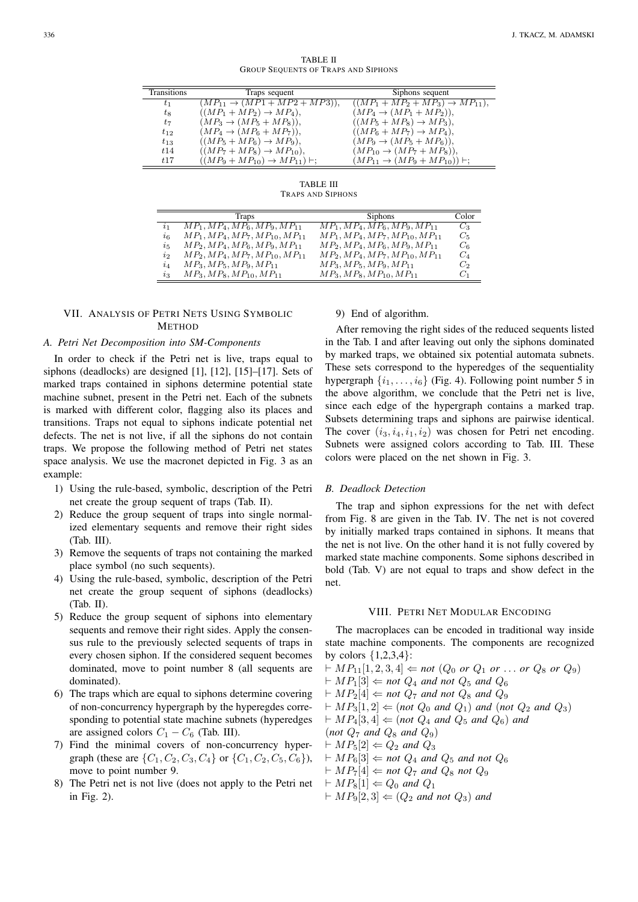TABLE II
GROUP SEQUENTS OF TRAPS AND SIPHONS

| Transitions | Traps sequent | Siphons sequent |
|---|---|---|
| $t_1$ | $(MP_{11} \rightarrow (MP1 + MP2 + MP3)),$ | $((MP_1 + MP_2 + MP_3) \rightarrow MP_{11}),$ |
| $t_8$ | $((MP_1 + MP_2) \rightarrow MP_4),$ | $(MP_4 \rightarrow (MP_1 + MP_2)),$ |
| $t_7$ | $(MP_3 \rightarrow (MP_5 + MP_8)),$ | $((MP_5 + MP_8) \rightarrow MP_3),$ |
| $t_{12}$ | $(MP_4 \rightarrow (MP_6 + MP_7)),$ | $((MP_6 + MP_7) \rightarrow MP_4),$ |
| $t_{13}$ | $((MP_5 + MP_6) \rightarrow MP_9),$ | $(MP_9 \rightarrow (MP_5 + MP_6)),$ |
| $t14$ | $((MP_7 + MP_8) \rightarrow MP_{10}),$ | $(MP_{10} \rightarrow (MP_7 + MP_8)),$ |
| $t17$ | $((MP_9 + MP_{10}) \rightarrow MP_{11}) \vdash;$ | $(MP_{11} \rightarrow (MP_9 + MP_{10})) \vdash;$ |

TABLE III
TRAPS AND SIPHONS

| | Traps | Siphons | Color |
|---|---|---|---|
| $i_1$ | $MP_1, MP_4, MP_6, MP_9, MP_{11}$ | $MP_1, MP_4, MP_6, MP_9, MP_{11}$ | $C_3$ |
| $i_6$ | $MP_1, MP_4, MP_7, MP_{10}, MP_{11}$ | $MP_1, MP_4, MP_7, MP_{10}, MP_{11}$ | $C_5$ |
| $i_5$ | $MP_2, MP_4, MP_6, MP_9, MP_{11}$ | $MP_2, MP_4, MP_6, MP_9, MP_{11}$ | $C_6$ |
| $i_2$ | $MP_2, MP_4, MP_7, MP_{10}, MP_{11}$ | $MP_2, MP_4, MP_7, MP_{10}, MP_{11}$ | $C_4$ |
| $i_4$ | $MP_3, MP_5, MP_9, MP_{11}$ | $MP_3, MP_5, MP_9, MP_{11}$ | $C_2$ |
| $i_3$ | $MP_3, MP_8, MP_{10}, MP_{11}$ | $MP_3, MP_8, MP_{10}, MP_{11}$ | $C_1$ |

## VII. Analysis of Petri Nets Using Symbolic Method

### A. Petri Net Decomposition into SM-Components

In order to check if the Petri net is live, traps equal to siphons (deadlocks) are designed [1], [12], [15]–[17]. Sets of marked traps contained in siphons determine potential state machine subnet, present in the Petri net. Each of the subnets is marked with different color, flagging also its places and transitions. Traps not equal to siphons indicate potential net defects. The net is not live, if all the siphons do not contain traps. We propose the following method of Petri net states space analysis. We use the macronet depicted in Fig. 3 as an example:

1) Using the rule-based, symbolic, description of the Petri net create the group sequent of traps (Tab. II).
2) Reduce the group sequent of traps into single normalized elementary sequents and remove their right sides (Tab. III).
3) Remove the sequents of traps not containing the marked place symbol (no such sequents).
4) Using the rule-based, symbolic, description of the Petri net create the group sequent of siphons (deadlocks) (Tab. II).
5) Reduce the group sequent of siphons into elementary sequents and remove their right sides. Apply the consensus rule to the previously selected sequents of traps in every chosen siphon. If the considered sequent becomes dominated, move to point number 8 (all sequents are dominated).
6) The traps which are equal to siphons determine covering of non-concurrency hypergraph by the hyperegdes corresponding to potential state machine subnets (hyperedges are assigned colors $C_1 - C_6$ (Tab. III).
7) Find the minimal covers of non-concurrency hypergraph (these are $\{C_1, C_2, C_3, C_4\}$ or $\{C_1, C_2, C_5, C_6\}$), move to point number 9.
8) The Petri net is not live (does not apply to the Petri net in Fig. 2).
9) End of algorithm.

After removing the right sides of the reduced sequents listed in the Tab. I and after leaving out only the siphons dominated by marked traps, we obtained six potential automata subnets. These sets correspond to the hyperedges of the sequentiality hypergraph $\{i_1, \ldots, i_6\}$ (Fig. 4). Following point number 5 in the above algorithm, we conclude that the Petri net is live, since each edge of the hypergraph contains a marked trap. Subsets determining traps and siphons are pairwise identical. The cover $(i_3, i_4, i_1, i_2)$ was chosen for Petri net encoding. Subnets were assigned colors according to Tab. III. These colors were placed on the net shown in Fig. 3.

### B. Deadlock Detection

The trap and siphon expressions for the net with defect from Fig. 8 are given in the Tab. IV. The net is not covered by initially marked traps contained in siphons. It means that the net is not live. On the other hand it is not fully covered by marked state machine components. Some siphons described in bold (Tab. V) are not equal to traps and show defect in the net.

## VIII. Petri Net Modular Encoding

The macroplaces can be encoded in traditional way inside state machine components. The components are recognized by colors {1,2,3,4}:

$\vdash MP_{11}[1,2,3,4] \Leftarrow$ *not* $(Q_0$ *or* $Q_1$ *or* $\ldots$ *or* $Q_8$ *or* $Q_9)$
$\vdash MP_1[3] \Leftarrow$ *not* $Q_4$ *and not* $Q_5$ *and* $Q_6$
$\vdash MP_2[4] \Leftarrow$ *not* $Q_7$ *and not* $Q_8$ *and* $Q_9$
$\vdash MP_3[1,2] \Leftarrow$ (*not* $Q_0$ *and* $Q_1$) *and* (*not* $Q_2$ *and* $Q_3$)
$\vdash MP_4[3,4] \Leftarrow$ (*not* $Q_4$ *and* $Q_5$ *and* $Q_6$) *and*
(*not* $Q_7$ *and* $Q_8$ *and* $Q_9$)
$\vdash MP_5[2] \Leftarrow Q_2$ *and* $Q_3$
$\vdash MP_6[3] \Leftarrow$ *not* $Q_4$ *and* $Q_5$ *and not* $Q_6$
$\vdash MP_7[4] \Leftarrow$ *not* $Q_7$ *and* $Q_8$ *not* $Q_9$
$\vdash MP_8[1] \Leftarrow Q_0$ *and* $Q_1$
$\vdash MP_9[2,3] \Leftarrow$ ($Q_2$ *and not* $Q_3$) *and*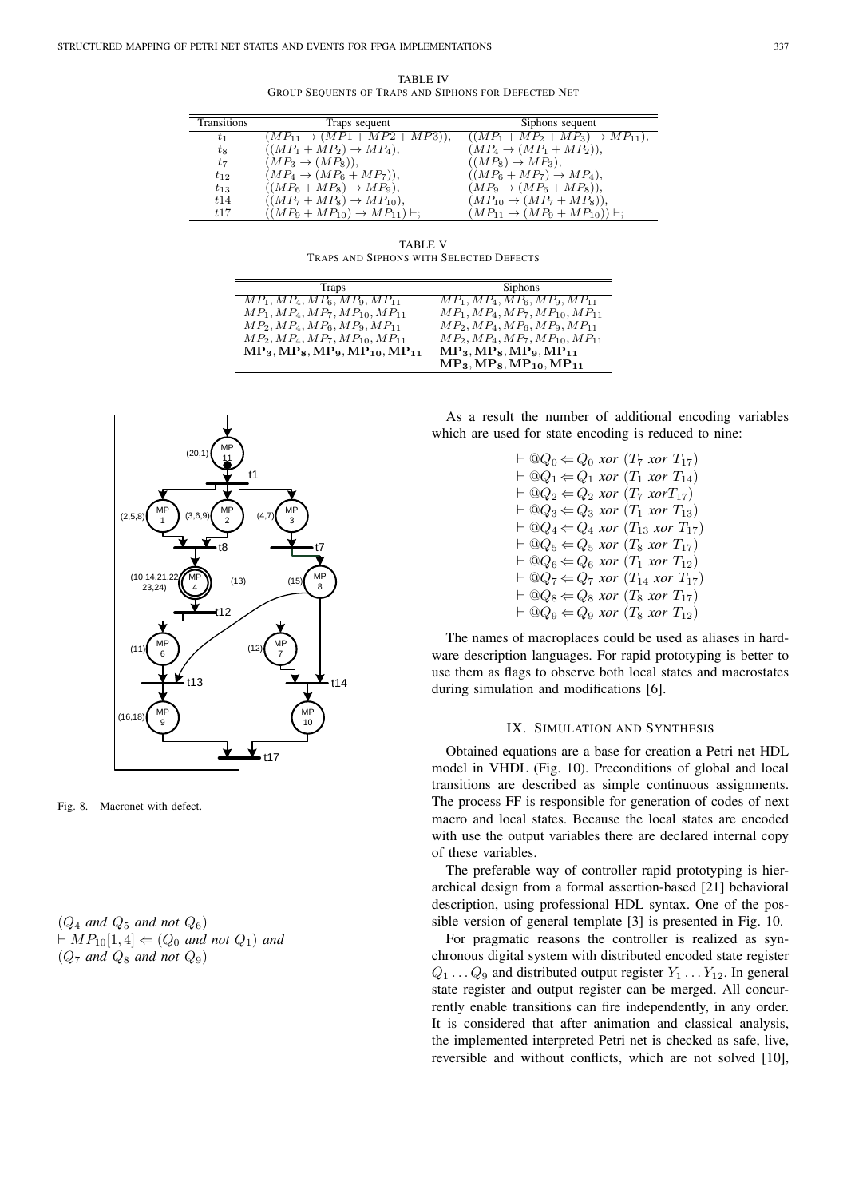TABLE IV
GROUP SEQUENTS OF TRAPS AND SIPHONS FOR DEFECTED NET

| Transitions | Traps sequent | Siphons sequent |
|---|---|---|
| $t_1$ | $(MP_{11} \to (MP1 + MP2 + MP3)),$ | $((MP_1 + MP_2 + MP_3) \to MP_{11}),$ |
| $t_8$ | $((MP_1 + MP_2) \to MP_4),$ | $(MP_4 \to (MP_1 + MP_2)),$ |
| $t_7$ | $(MP_3 \to (MP_8)),$ | $((MP_8) \to MP_3),$ |
| $t_{12}$ | $(MP_4 \to (MP_6 + MP_7)),$ | $((MP_6 + MP_7) \to MP_4),$ |
| $t_{13}$ | $((MP_6 + MP_8) \to MP_9),$ | $(MP_9 \to (MP_6 + MP_8)),$ |
| $t14$ | $((MP_7 + MP_8) \to MP_{10}),$ | $(MP_{10} \to (MP_7 + MP_8)),$ |
| $t17$ | $((MP_9 + MP_{10}) \to MP_{11}) \vdash;$ | $(MP_{11} \to (MP_9 + MP_{10})) \vdash;$ |

TABLE V
TRAPS AND SIPHONS WITH SELECTED DEFECTS

| Traps | Siphons |
|---|---|
| $MP_1, MP_4, MP_6, MP_9, MP_{11}$ | $MP_1, MP_4, MP_6, MP_9, MP_{11}$ |
| $MP_1, MP_4, MP_7, MP_{10}, MP_{11}$ | $MP_1, MP_4, MP_7, MP_{10}, MP_{11}$ |
| $MP_2, MP_4, MP_6, MP_9, MP_{11}$ | $MP_2, MP_4, MP_6, MP_9, MP_{11}$ |
| $MP_2, MP_4, MP_7, MP_{10}, MP_{11}$ | $MP_2, MP_4, MP_7, MP_{10}, MP_{11}$ |
| $\mathbf{MP_3, MP_8, MP_9, MP_{10}, MP_{11}}$ | $\mathbf{MP_3, MP_8, MP_9, MP_{11}}$ |
| | $\mathbf{MP_3, MP_8, MP_{10}, MP_{11}}$ |

Fig. 8. Macronet with defect.

$(Q_4$ *and* $Q_5$ *and not* $Q_6)$
$\vdash MP_{10}[1,4] \Leftarrow (Q_0$ *and not* $Q_1)$ *and*
$(Q_7$ *and* $Q_8$ *and not* $Q_9)$

As a result the number of additional encoding variables which are used for state encoding is reduced to nine:

$$\vdash @Q_0 \Leftarrow Q_0 \ xor \ (T_7 \ xor \ T_{17})$$
$$\vdash @Q_1 \Leftarrow Q_1 \ xor \ (T_1 \ xor \ T_{14})$$
$$\vdash @Q_2 \Leftarrow Q_2 \ xor \ (T_7 \ xor T_{17})$$
$$\vdash @Q_3 \Leftarrow Q_3 \ xor \ (T_1 \ xor \ T_{13})$$
$$\vdash @Q_4 \Leftarrow Q_4 \ xor \ (T_{13} \ xor \ T_{17})$$
$$\vdash @Q_5 \Leftarrow Q_5 \ xor \ (T_8 \ xor \ T_{17})$$
$$\vdash @Q_6 \Leftarrow Q_6 \ xor \ (T_1 \ xor \ T_{12})$$
$$\vdash @Q_7 \Leftarrow Q_7 \ xor \ (T_{14} \ xor \ T_{17})$$
$$\vdash @Q_8 \Leftarrow Q_8 \ xor \ (T_8 \ xor \ T_{17})$$
$$\vdash @Q_9 \Leftarrow Q_9 \ xor \ (T_8 \ xor \ T_{12})$$

The names of macroplaces could be used as aliases in hardware description languages. For rapid prototyping is better to use them as flags to observe both local states and macrostates during simulation and modifications [6].

## IX. SIMULATION AND SYNTHESIS

Obtained equations are a base for creation a Petri net HDL model in VHDL (Fig. 10). Preconditions of global and local transitions are described as simple continuous assignments. The process FF is responsible for generation of codes of next macro and local states. Because the local states are encoded with use the output variables there are declared internal copy of these variables.

The preferable way of controller rapid prototyping is hierarchical design from a formal assertion-based [21] behavioral description, using professional HDL syntax. One of the possible version of general template [3] is presented in Fig. 10.

For pragmatic reasons the controller is realized as synchronous digital system with distributed encoded state register $Q_1 \ldots Q_9$ and distributed output register $Y_1 \ldots Y_{12}$. In general state register and output register can be merged. All concurrently enable transitions can fire independently, in any order. It is considered that after animation and classical analysis, the implemented interpreted Petri net is checked as safe, live, reversible and without conflicts, which are not solved [10],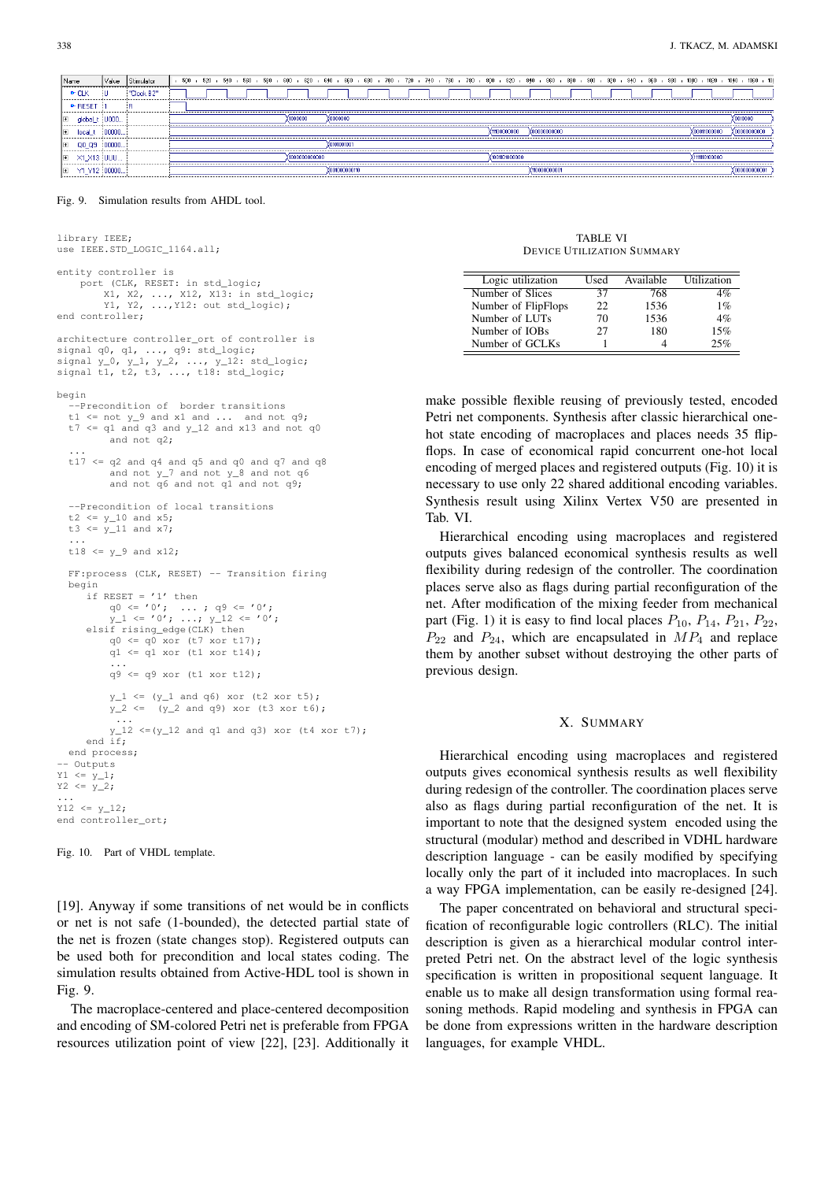Fig. 9. Simulation results from AHDL tool.

```
library IEEE;
use IEEE.STD_LOGIC_1164.all;

entity controller is
    port (CLK, RESET: in std_logic;
        X1, X2, ..., X12, X13: in std_logic;
        Y1, Y2, ...,Y12: out std_logic);
end controller;

architecture controller_ort of controller is
signal q0, q1, ..., q9: std_logic;
signal y_0, y_1, y_2, ..., y_12: std_logic;
signal t1, t2, t3, ..., t18: std_logic;

begin
  --Precondition of  border transitions
  t1 <= not y_9 and x1 and ...  and not q9;
  t7 <= q1 and q3 and y_12 and x13 and not q0
        and not q2;
  ...
  t17 <= q2 and q4 and q5 and q0 and q7 and q8
        and not y_7 and not y_8 and not q6
        and not q6 and not q1 and not q9;

  --Precondition of local transitions
  t2 <= y_10 and x5;
  t3 <= y_11 and x7;
  ...
  t18 <= y_9 and x12;

  FF:process (CLK, RESET) -- Transition firing
  begin
     if RESET = '1' then
         q0 <= '0';  ... ; q9 <= '0';
         y_1 <= '0'; ...; y_12 <= '0';
     elsif rising_edge(CLK) then
         q0 <= q0 xor (t7 xor t17);
         q1 <= q1 xor (t1 xor t14);
         ...
         q9 <= q9 xor (t1 xor t12);

         y_1 <= (y_1 and q6) xor (t2 xor t5);
         y_2 <=  (y_2 and q9) xor (t3 xor t6);
          ...
         y_12 <=(y_12 and q1 and q3) xor (t4 xor t7);
     end if;
  end process;
-- Outputs
Y1 <= y_1;
Y2 <= y_2;
...
Y12 <= y_12;
end controller_ort;
```

Fig. 10. Part of VHDL template.

[19]. Anyway if some transitions of net would be in conflicts or net is not safe (1-bounded), the detected partial state of the net is frozen (state changes stop). Registered outputs can be used both for precondition and local states coding. The simulation results obtained from Active-HDL tool is shown in Fig. 9.

The macroplace-centered and place-centered decomposition and encoding of SM-colored Petri net is preferable from FPGA resources utilization point of view [22], [23]. Additionally it make possible flexible reusing of previously tested, encoded Petri net components. Synthesis after classic hierarchical one-hot state encoding of macroplaces and places needs 35 flip-flops. In case of economical rapid concurrent one-hot local encoding of merged places and registered outputs (Fig. 10) it is necessary to use only 22 shared additional encoding variables. Synthesis result using Xilinx Vertex V50 are presented in Tab. VI.

TABLE VI
DEVICE UTILIZATION SUMMARY

| Logic utilization | Used | Available | Utilization |
|---|---|---|---|
| Number of Slices | 37 | 768 | 4% |
| Number of FlipFlops | 22 | 1536 | 1% |
| Number of LUTs | 70 | 1536 | 4% |
| Number of IOBs | 27 | 180 | 15% |
| Number of GCLKs | 1 | 4 | 25% |

Hierarchical encoding using macroplaces and registered outputs gives balanced economical synthesis results as well flexibility during redesign of the controller. The coordination places serve also as flags during partial reconfiguration of the net. After modification of the mixing feeder from mechanical part (Fig. 1) it is easy to find local places $P_{10}$, $P_{14}$, $P_{21}$, $P_{22}$, $P_{22}$ and $P_{24}$, which are encapsulated in $MP_4$ and replace them by another subset without destroying the other parts of previous design.

## X. SUMMARY

Hierarchical encoding using macroplaces and registered outputs gives economical synthesis results as well flexibility during redesign of the controller. The coordination places serve also as flags during partial reconfiguration of the net. It is important to note that the designed system encoded using the structural (modular) method and described in VDHL hardware description language - can be easily modified by specifying locally only the part of it included into macroplaces. In such a way FPGA implementation, can be easily re-designed [24].

The paper concentrated on behavioral and structural specification of reconfigurable logic controllers (RLC). The initial description is given as a hierarchical modular control interpreted Petri net. On the abstract level of the logic synthesis specification is written in propositional sequent language. It enable us to make all design transformation using formal reasoning methods. Rapid modeling and synthesis in FPGA can be done from expressions written in the hardware description languages, for example VHDL.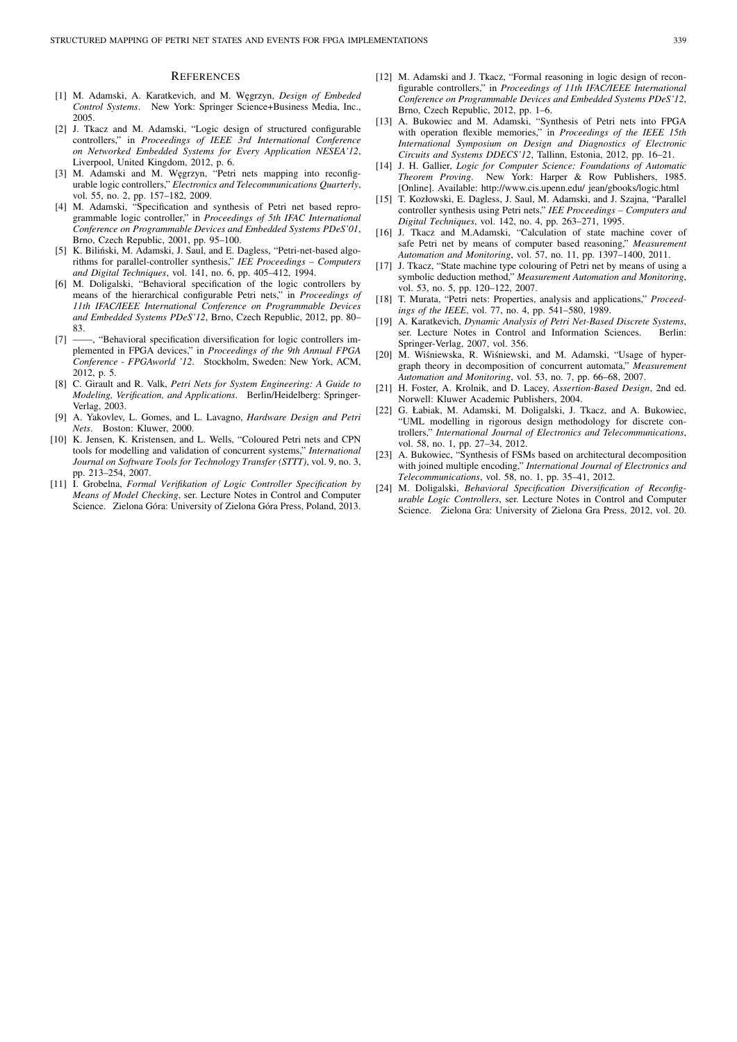# References

[1] M. Adamski, A. Karatkevich, and M. Węgrzyn, *Design of Embeded Control Systems*. New York: Springer Science+Business Media, Inc., 2005.

[2] J. Tkacz and M. Adamski, "Logic design of structured configurable controllers," in *Proceedings of IEEE 3rd International Conference on Networked Embedded Systems for Every Application NESEA'12*, Liverpool, United Kingdom, 2012, p. 6.

[3] M. Adamski and M. Węgrzyn, "Petri nets mapping into reconfigurable logic controllers," *Electronics and Telecommunications Quarterly*, vol. 55, no. 2, pp. 157–182, 2009.

[4] M. Adamski, "Specification and synthesis of Petri net based reprogrammable logic controller," in *Proceedings of 5th IFAC International Conference on Programmable Devices and Embedded Systems PDeS'01*, Brno, Czech Republic, 2001, pp. 95–100.

[5] K. Biliński, M. Adamski, J. Saul, and E. Dagless, "Petri-net-based algorithms for parallel-controller synthesis," *IEE Proceedings – Computers and Digital Techniques*, vol. 141, no. 6, pp. 405–412, 1994.

[6] M. Doligalski, "Behavioral specification of the logic controllers by means of the hierarchical configurable Petri nets," in *Proceedings of 11th IFAC/IEEE International Conference on Programmable Devices and Embedded Systems PDeS'12*, Brno, Czech Republic, 2012, pp. 80–83.

[7] ——, "Behavioral specification diversification for logic controllers implemented in FPGA devices," in *Proceedings of the 9th Annual FPGA Conference - FPGAworld '12*. Stockholm, Sweden: New York, ACM, 2012, p. 5.

[8] C. Girault and R. Valk, *Petri Nets for System Engineering: A Guide to Modeling, Verification, and Applications*. Berlin/Heidelberg: Springer-Verlag, 2003.

[9] A. Yakovlev, L. Gomes, and L. Lavagno, *Hardware Design and Petri Nets*. Boston: Kluwer, 2000.

[10] K. Jensen, K. Kristensen, and L. Wells, "Coloured Petri nets and CPN tools for modelling and validation of concurrent systems," *International Journal on Software Tools for Technology Transfer (STTT)*, vol. 9, no. 3, pp. 213–254, 2007.

[11] I. Grobelna, *Formal Verifikation of Logic Controller Specification by Means of Model Checking*, ser. Lecture Notes in Control and Computer Science. Zielona Góra: University of Zielona Góra Press, Poland, 2013.

[12] M. Adamski and J. Tkacz, "Formal reasoning in logic design of reconfigurable controllers," in *Proceedings of 11th IFAC/IEEE International Conference on Programmable Devices and Embedded Systems PDeS'12*, Brno, Czech Republic, 2012, pp. 1–6.

[13] A. Bukowiec and M. Adamski, "Synthesis of Petri nets into FPGA with operation flexible memories," in *Proceedings of the IEEE 15th International Symposium on Design and Diagnostics of Electronic Circuits and Systems DDECS'12*, Tallinn, Estonia, 2012, pp. 16–21.

[14] J. H. Gallier, *Logic for Computer Science: Foundations of Automatic Theorem Proving*. New York: Harper & Row Publishers, 1985. [Online]. Available: http://www.cis.upenn.edu/ jean/gbooks/logic.html

[15] T. Kozłowski, E. Dagless, J. Saul, M. Adamski, and J. Szajna, "Parallel controller synthesis using Petri nets," *IEE Proceedings – Computers and Digital Techniques*, vol. 142, no. 4, pp. 263–271, 1995.

[16] J. Tkacz and M.Adamski, "Calculation of state machine cover of safe Petri net by means of computer based reasoning," *Measurement Automation and Monitoring*, vol. 57, no. 11, pp. 1397–1400, 2011.

[17] J. Tkacz, "State machine type colouring of Petri net by means of using a symbolic deduction method," *Measurement Automation and Monitoring*, vol. 53, no. 5, pp. 120–122, 2007.

[18] T. Murata, "Petri nets: Properties, analysis and applications," *Proceedings of the IEEE*, vol. 77, no. 4, pp. 541–580, 1989.

[19] A. Karatkevich, *Dynamic Analysis of Petri Net-Based Discrete Systems*, ser. Lecture Notes in Control and Information Sciences. Berlin: Springer-Verlag, 2007, vol. 356.

[20] M. Wiśniewska, R. Wiśniewski, and M. Adamski, "Usage of hypergraph theory in decomposition of concurrent automata," *Measurement Automation and Monitoring*, vol. 53, no. 7, pp. 66–68, 2007.

[21] H. Foster, A. Krolnik, and D. Lacey, *Assertion-Based Design*, 2nd ed. Norwell: Kluwer Academic Publishers, 2004.

[22] G. Łabiak, M. Adamski, M. Doligalski, J. Tkacz, and A. Bukowiec, "UML modelling in rigorous design methodology for discrete controllers," *International Journal of Electronics and Telecommunications*, vol. 58, no. 1, pp. 27–34, 2012.

[23] A. Bukowiec, "Synthesis of FSMs based on architectural decomposition with joined multiple encoding," *International Journal of Electronics and Telecommunications*, vol. 58, no. 1, pp. 35–41, 2012.

[24] M. Doligalski, *Behavioral Specification Diversification of Reconfigurable Logic Controllers*, ser. Lecture Notes in Control and Computer Science. Zielona Gra: University of Zielona Gra Press, 2012, vol. 20.